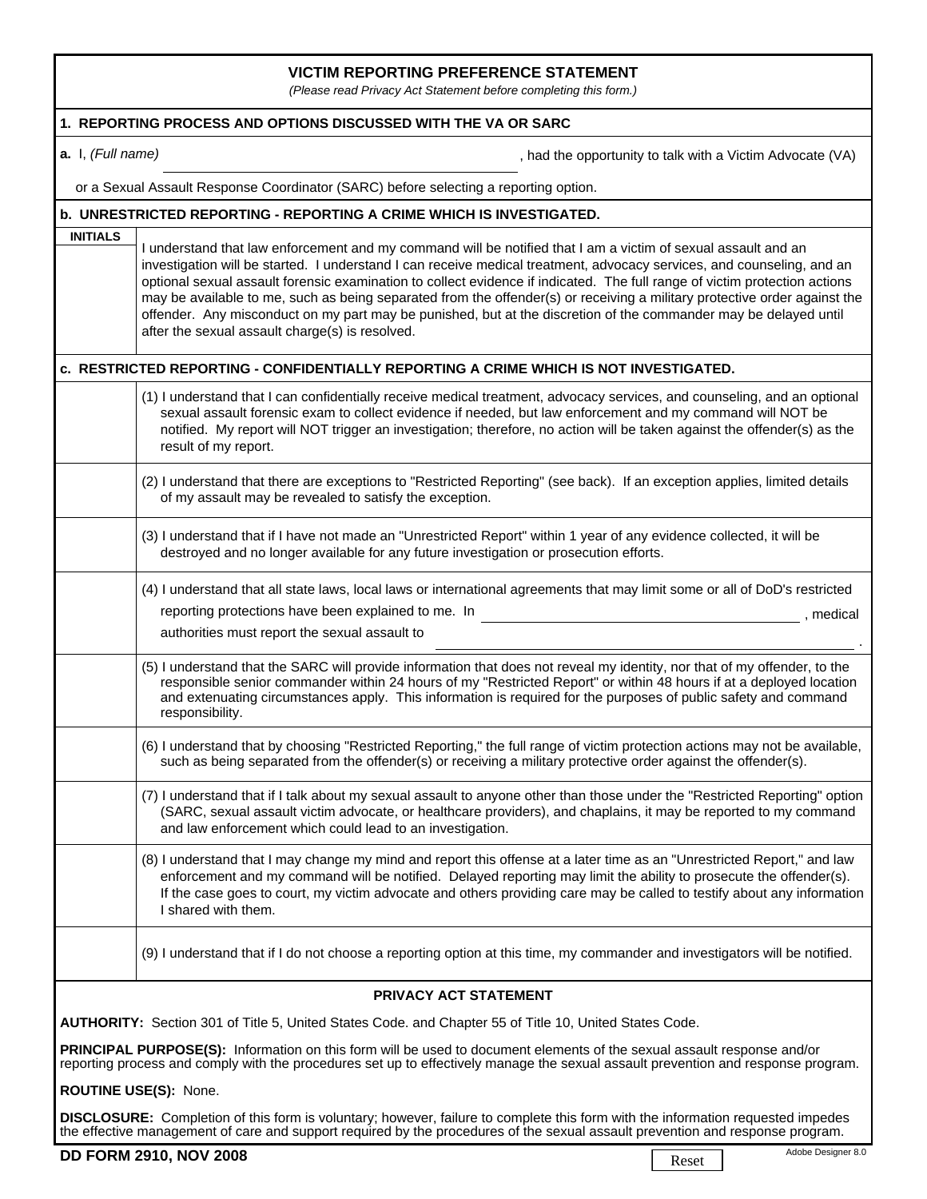# VICTIM REPORTING PREFERENCE STATEMENT

*(Please read Privacy Act Statement before completing this form.)*

## 1. REPORTING PROCESS AND OPTIONS DISCUSSED WITH THE VA OR SARC

**a.** I, *(Full name)* \_\_\_\_\_\_\_\_\_\_\_\_\_\_\_\_\_\_\_\_\_\_\_\_\_\_\_\_\_\_\_\_\_\_\_\_\_\_\_\_\_\_\_\_, had the opportunity to talk with a Victim Advocate (VA) or a Sexual Assault Response Coordinator (SARC) before selecting a reporting option.

### b. UNRESTRICTED REPORTING - REPORTING A CRIME WHICH IS INVESTIGATED.

| INITIALS | |
|---|---|
| | I understand that law enforcement and my command will be notified that I am a victim of sexual assault and an investigation will be started. I understand I can receive medical treatment, advocacy services, and counseling, and an optional sexual assault forensic examination to collect evidence if indicated. The full range of victim protection actions may be available to me, such as being separated from the offender(s) or receiving a military protective order against the offender. Any misconduct on my part may be punished, but at the discretion of the commander may be delayed until after the sexual assault charge(s) is resolved. |

### c. RESTRICTED REPORTING - CONFIDENTIALLY REPORTING A CRIME WHICH IS NOT INVESTIGATED.

| INITIALS | |
|---|---|
| | (1) I understand that I can confidentially receive medical treatment, advocacy services, and counseling, and an optional sexual assault forensic exam to collect evidence if needed, but law enforcement and my command will NOT be notified. My report will NOT trigger an investigation; therefore, no action will be taken against the offender(s) as the result of my report. |
| | (2) I understand that there are exceptions to "Restricted Reporting" (see back). If an exception applies, limited details of my assault may be revealed to satisfy the exception. |
| | (3) I understand that if I have not made an "Unrestricted Report" within 1 year of any evidence collected, it will be destroyed and no longer available for any future investigation or prosecution efforts. |
| | (4) I understand that all state laws, local laws or international agreements that may limit some or all of DoD's restricted reporting protections have been explained to me. In \_\_\_\_\_\_\_\_\_\_\_\_\_\_\_\_\_\_\_\_\_\_\_\_, medical authorities must report the sexual assault to \_\_\_\_\_\_\_\_\_\_\_\_\_\_\_\_\_\_\_\_\_\_\_\_. |
| | (5) I understand that the SARC will provide information that does not reveal my identity, nor that of my offender, to the responsible senior commander within 24 hours of my "Restricted Report" or within 48 hours if at a deployed location and extenuating circumstances apply. This information is required for the purposes of public safety and command responsibility. |
| | (6) I understand that by choosing "Restricted Reporting," the full range of victim protection actions may not be available, such as being separated from the offender(s) or receiving a military protective order against the offender(s). |
| | (7) I understand that if I talk about my sexual assault to anyone other than those under the "Restricted Reporting" option (SARC, sexual assault victim advocate, or healthcare providers), and chaplains, it may be reported to my command and law enforcement which could lead to an investigation. |
| | (8) I understand that I may change my mind and report this offense at a later time as an "Unrestricted Report," and law enforcement and my command will be notified. Delayed reporting may limit the ability to prosecute the offender(s). If the case goes to court, my victim advocate and others providing care may be called to testify about any information I shared with them. |
| | (9) I understand that if I do not choose a reporting option at this time, my commander and investigators will be notified. |

## PRIVACY ACT STATEMENT

**AUTHORITY:** Section 301 of Title 5, United States Code. and Chapter 55 of Title 10, United States Code.

**PRINCIPAL PURPOSE(S):** Information on this form will be used to document elements of the sexual assault response and/or reporting process and comply with the procedures set up to effectively manage the sexual assault prevention and response program.

**ROUTINE USE(S):** None.

**DISCLOSURE:** Completion of this form is voluntary; however, failure to complete this form with the information requested impedes the effective management of care and support required by the procedures of the sexual assault prevention and response program.

**DD FORM 2910, NOV 2008**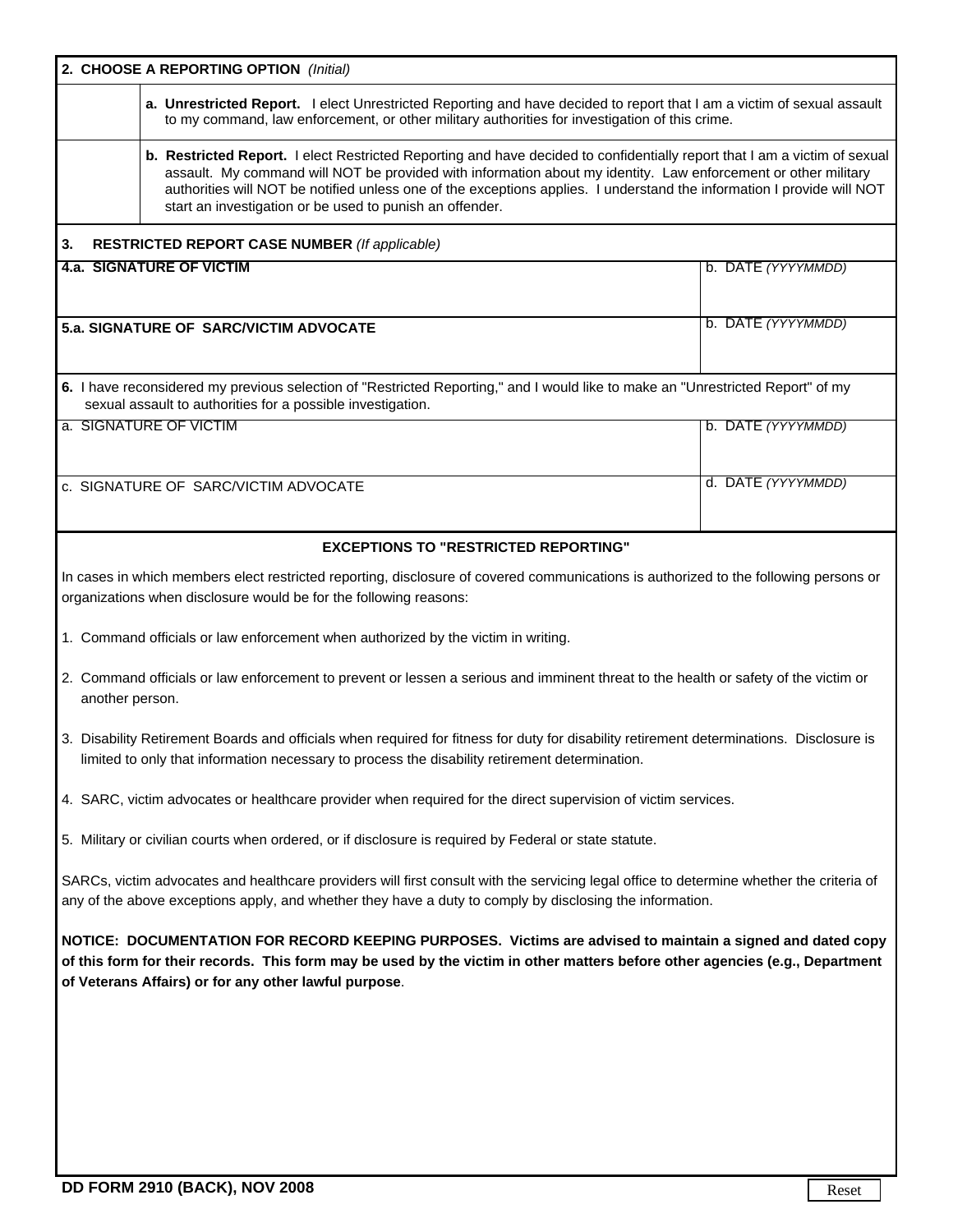**2. CHOOSE A REPORTING OPTION** *(Initial)*

| | |
|---|---|
| | **a. Unrestricted Report.** I elect Unrestricted Reporting and have decided to report that I am a victim of sexual assault to my command, law enforcement, or other military authorities for investigation of this crime. |
| | **b. Restricted Report.** I elect Restricted Reporting and have decided to confidentially report that I am a victim of sexual assault. My command will NOT be provided with information about my identity. Law enforcement or other military authorities will NOT be notified unless one of the exceptions applies. I understand the information I provide will NOT start an investigation or be used to punish an offender. |

**3. RESTRICTED REPORT CASE NUMBER** *(If applicable)*

| | |
|---|---|
| **4.a. SIGNATURE OF VICTIM** | b. DATE *(YYYYMMDD)* |
| **5.a. SIGNATURE OF SARC/VICTIM ADVOCATE** | b. DATE *(YYYYMMDD)* |

**6.** I have reconsidered my previous selection of "Restricted Reporting," and I would like to make an "Unrestricted Report" of my sexual assault to authorities for a possible investigation.

| | |
|---|---|
| a. SIGNATURE OF VICTIM | b. DATE *(YYYYMMDD)* |
| c. SIGNATURE OF SARC/VICTIM ADVOCATE | d. DATE *(YYYYMMDD)* |

**EXCEPTIONS TO "RESTRICTED REPORTING"**

In cases in which members elect restricted reporting, disclosure of covered communications is authorized to the following persons or organizations when disclosure would be for the following reasons:

1. Command officials or law enforcement when authorized by the victim in writing.
2. Command officials or law enforcement to prevent or lessen a serious and imminent threat to the health or safety of the victim or another person.
3. Disability Retirement Boards and officials when required for fitness for duty for disability retirement determinations. Disclosure is limited to only that information necessary to process the disability retirement determination.
4. SARC, victim advocates or healthcare provider when required for the direct supervision of victim services.
5. Military or civilian courts when ordered, or if disclosure is required by Federal or state statute.

SARCs, victim advocates and healthcare providers will first consult with the servicing legal office to determine whether the criteria of any of the above exceptions apply, and whether they have a duty to comply by disclosing the information.

**NOTICE: DOCUMENTATION FOR RECORD KEEPING PURPOSES. Victims are advised to maintain a signed and dated copy of this form for their records. This form may be used by the victim in other matters before other agencies (e.g., Department of Veterans Affairs) or for any other lawful purpose**.

**DD FORM 2910 (BACK), NOV 2008**

Reset